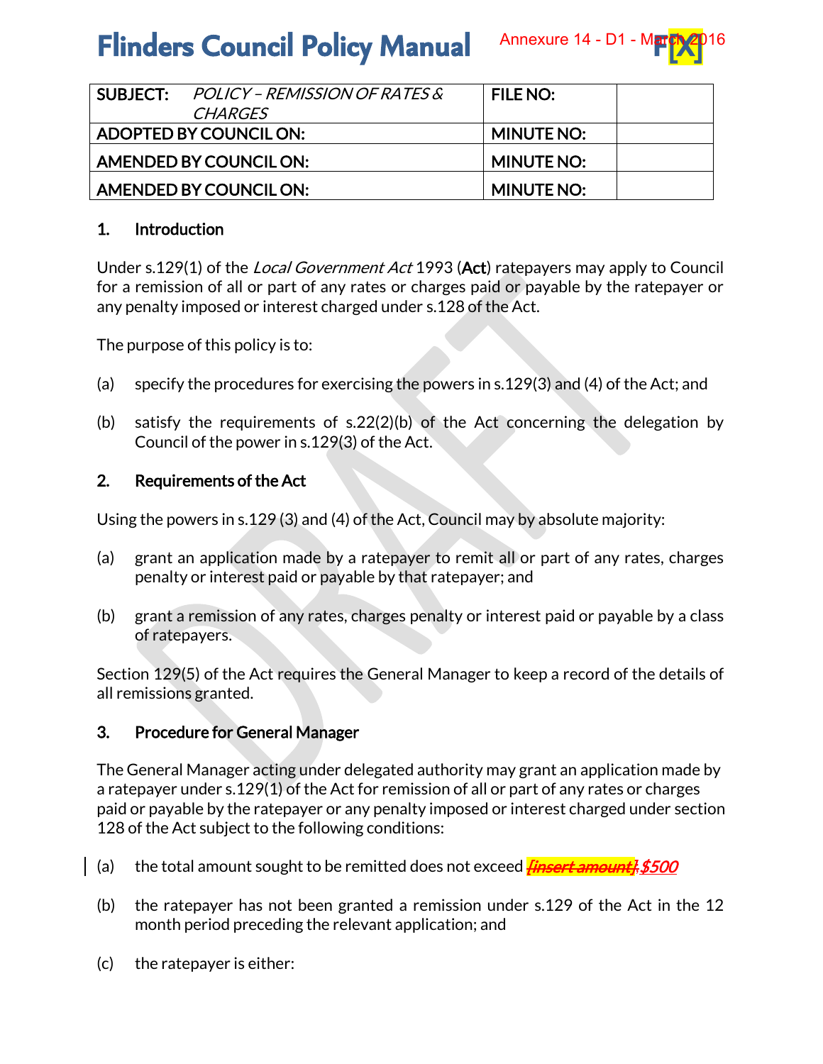# Flinders Council Policy Manual

Annexure 14 - D1 - March 2016

| SUBJECT: *POLICY – REMISSION OF RATES & CHARGES* | FILE NO: | |
|---|---|---|
| ADOPTED BY COUNCIL ON: | MINUTE NO: | |
| AMENDED BY COUNCIL ON: | MINUTE NO: | |
| AMENDED BY COUNCIL ON: | MINUTE NO: | |

## 1. Introduction

Under s.129(1) of the *Local Government Act* 1993 (**Act**) ratepayers may apply to Council for a remission of all or part of any rates or charges paid or payable by the ratepayer or any penalty imposed or interest charged under s.128 of the Act.

The purpose of this policy is to:

(a) specify the procedures for exercising the powers in s.129(3) and (4) of the Act; and

(b) satisfy the requirements of s.22(2)(b) of the Act concerning the delegation by Council of the power in s.129(3) of the Act.

## 2. Requirements of the Act

Using the powers in s.129 (3) and (4) of the Act, Council may by absolute majority:

(a) grant an application made by a ratepayer to remit all or part of any rates, charges penalty or interest paid or payable by that ratepayer; and

(b) grant a remission of any rates, charges penalty or interest paid or payable by a class of ratepayers.

Section 129(5) of the Act requires the General Manager to keep a record of the details of all remissions granted.

## 3. Procedure for General Manager

The General Manager acting under delegated authority may grant an application made by a ratepayer under s.129(1) of the Act for remission of all or part of any rates or charges paid or payable by the ratepayer or any penalty imposed or interest charged under section 128 of the Act subject to the following conditions:

(a) the total amount sought to be remitted does not exceed ~~*[insert amount]*~~ *$500*

(b) the ratepayer has not been granted a remission under s.129 of the Act in the 12 month period preceding the relevant application; and

(c) the ratepayer is either: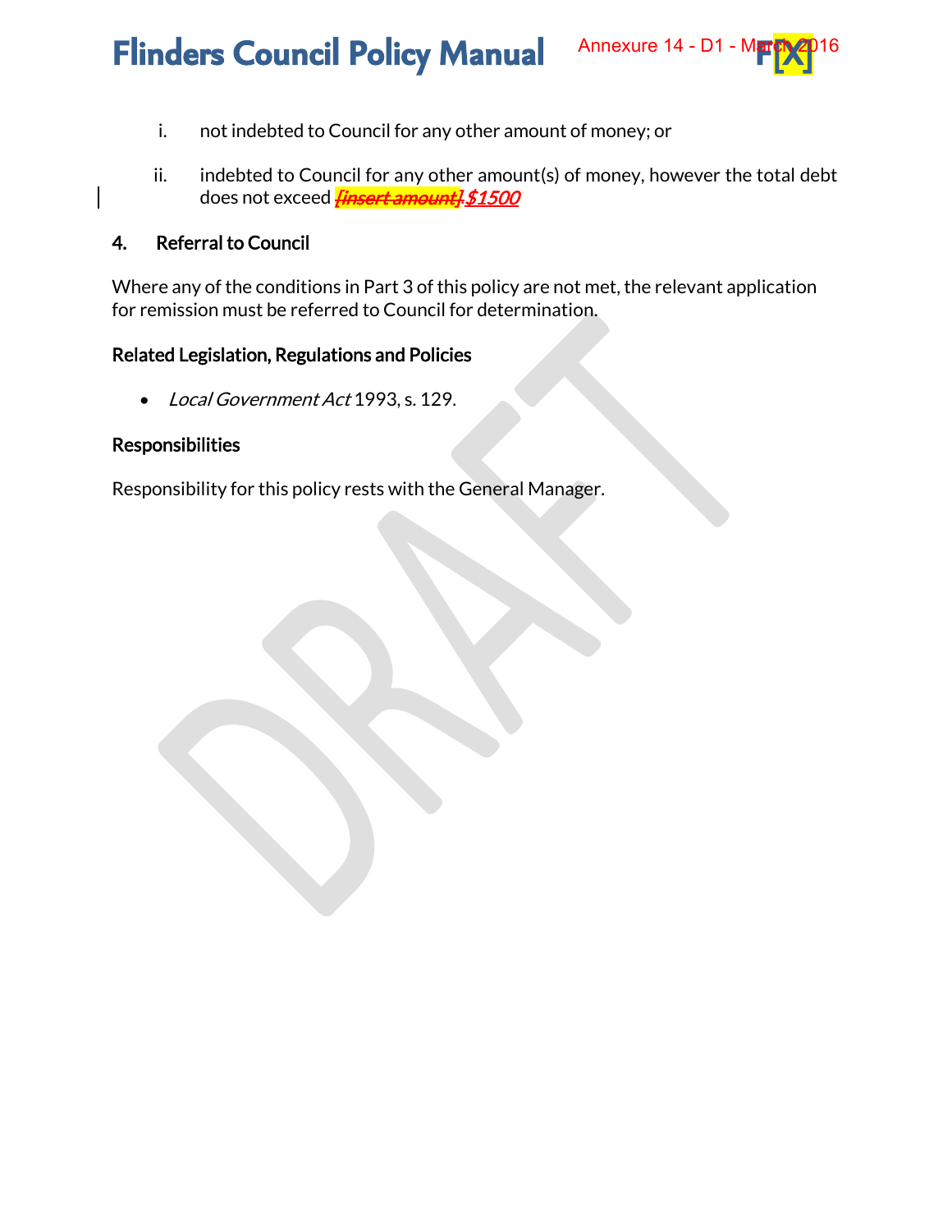i. not indebted to Council for any other amount of money; or

ii. indebted to Council for any other amount(s) of money, however the total debt does not exceed ~~[insert amount].~~ *$1500*

## 4. Referral to Council

Where any of the conditions in Part 3 of this policy are not met, the relevant application for remission must be referred to Council for determination.

## Related Legislation, Regulations and Policies

- *Local Government Act* 1993, s. 129.

## Responsibilities

Responsibility for this policy rests with the General Manager.